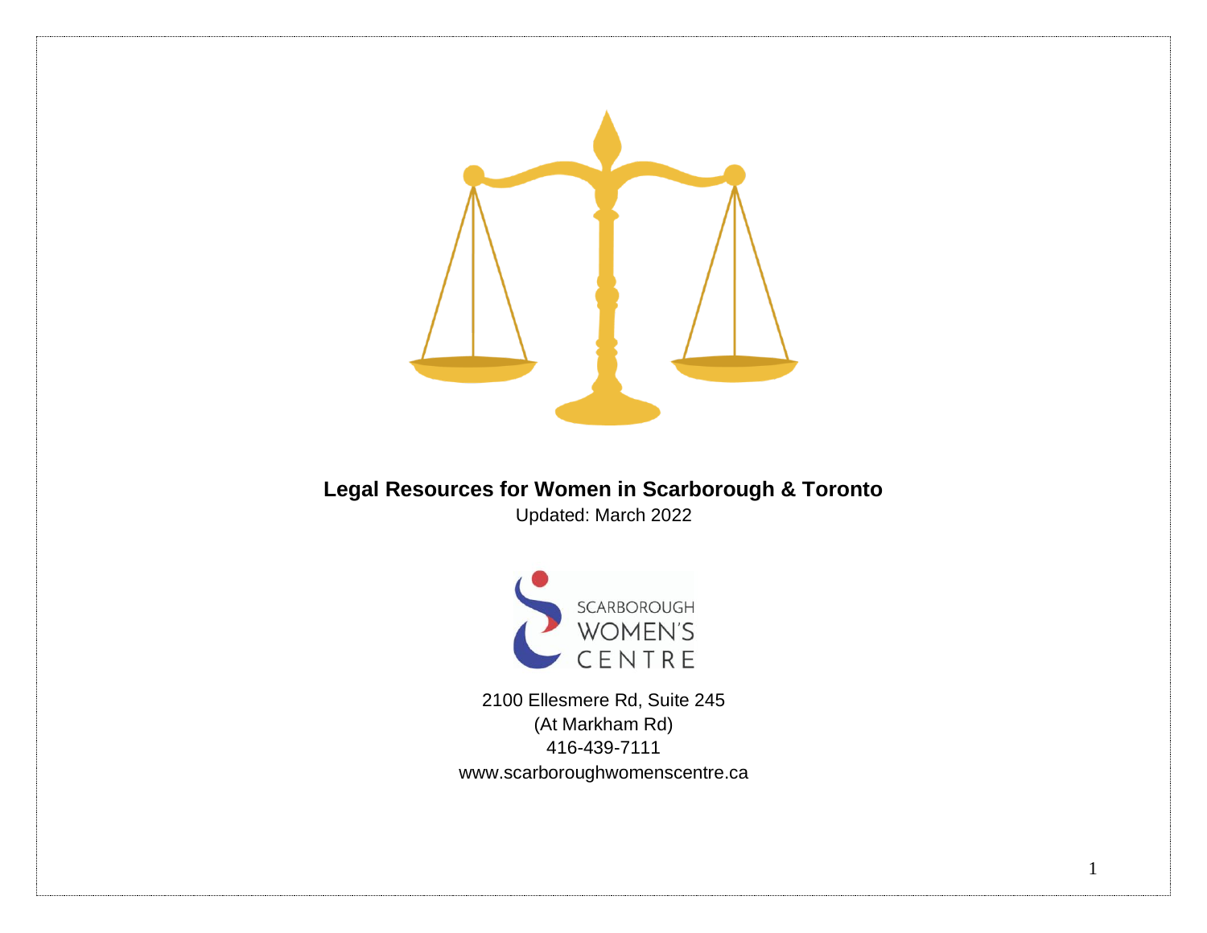# Legal Resources for Women in Scarborough & Toronto

Updated: March 2022

SCARBOROUGH WOMEN'S CENTRE

2100 Ellesmere Rd, Suite 245
(At Markham Rd)
416-439-7111
www.scarboroughwomenscentre.ca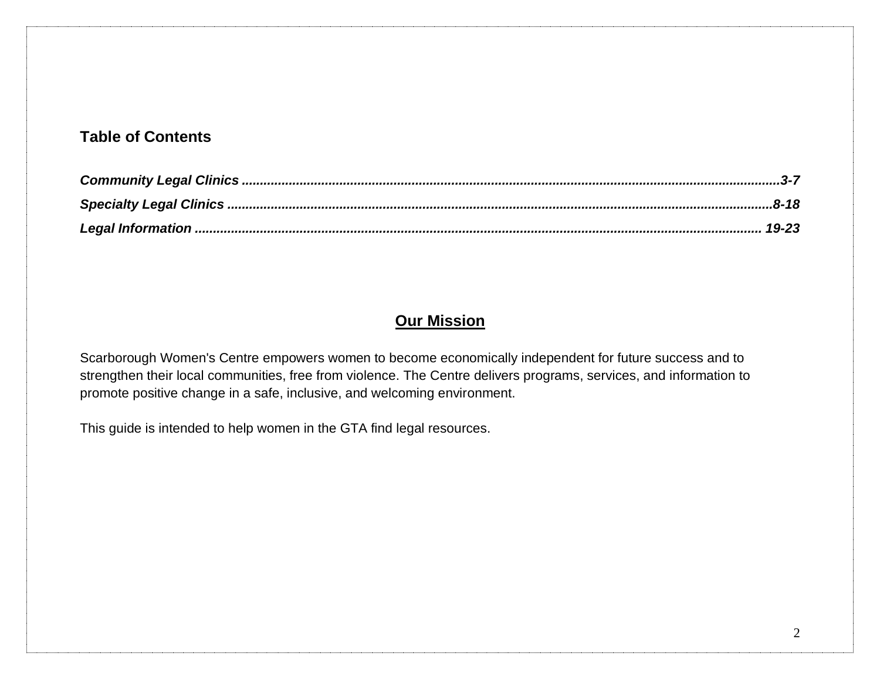## Table of Contents

***Community Legal Clinics*** **........................................................................................................3-7**
***Specialty Legal Clinics*** **.......................................................................................................8-18**
***Legal Information*** **.........................................................................................................19-23**

## <u>Our Mission</u>

Scarborough Women's Centre empowers women to become economically independent for future success and to strengthen their local communities, free from violence. The Centre delivers programs, services, and information to promote positive change in a safe, inclusive, and welcoming environment.

This guide is intended to help women in the GTA find legal resources.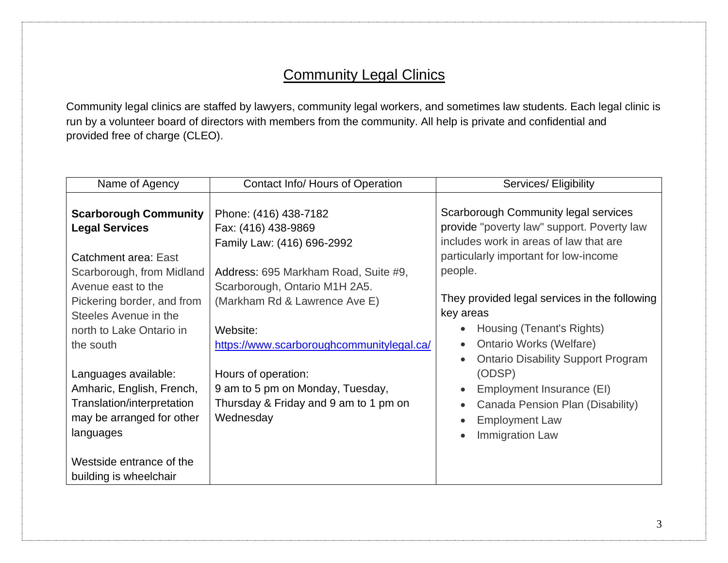# Community Legal Clinics

Community legal clinics are staffed by lawyers, community legal workers, and sometimes law students. Each legal clinic is run by a volunteer board of directors with members from the community. All help is private and confidential and provided free of charge (CLEO).

| Name of Agency | Contact Info/ Hours of Operation | Services/ Eligibility |
|---|---|---|
| **Scarborough Community Legal Services**<br><br>Catchment area: East Scarborough, from Midland Avenue east to the Pickering border, and from Steeles Avenue in the north to Lake Ontario in the south<br><br>Languages available: Amharic, English, French, Translation/interpretation may be arranged for other languages<br><br>Westside entrance of the building is wheelchair | Phone: (416) 438-7182<br>Fax: (416) 438-9869<br>Family Law: (416) 696-2992<br><br>Address: 695 Markham Road, Suite #9, Scarborough, Ontario M1H 2A5. (Markham Rd & Lawrence Ave E)<br><br>Website: [https://www.scarboroughcommunitylegal.ca/](https://www.scarboroughcommunitylegal.ca/)<br><br>Hours of operation:<br>9 am to 5 pm on Monday, Tuesday, Thursday & Friday and 9 am to 1 pm on Wednesday | Scarborough Community legal services provide "poverty law" support. Poverty law includes work in areas of law that are particularly important for low-income people.<br><br>They provided legal services in the following key areas<br>• Housing (Tenant's Rights)<br>• Ontario Works (Welfare)<br>• Ontario Disability Support Program (ODSP)<br>• Employment Insurance (EI)<br>• Canada Pension Plan (Disability)<br>• Employment Law<br>• Immigration Law |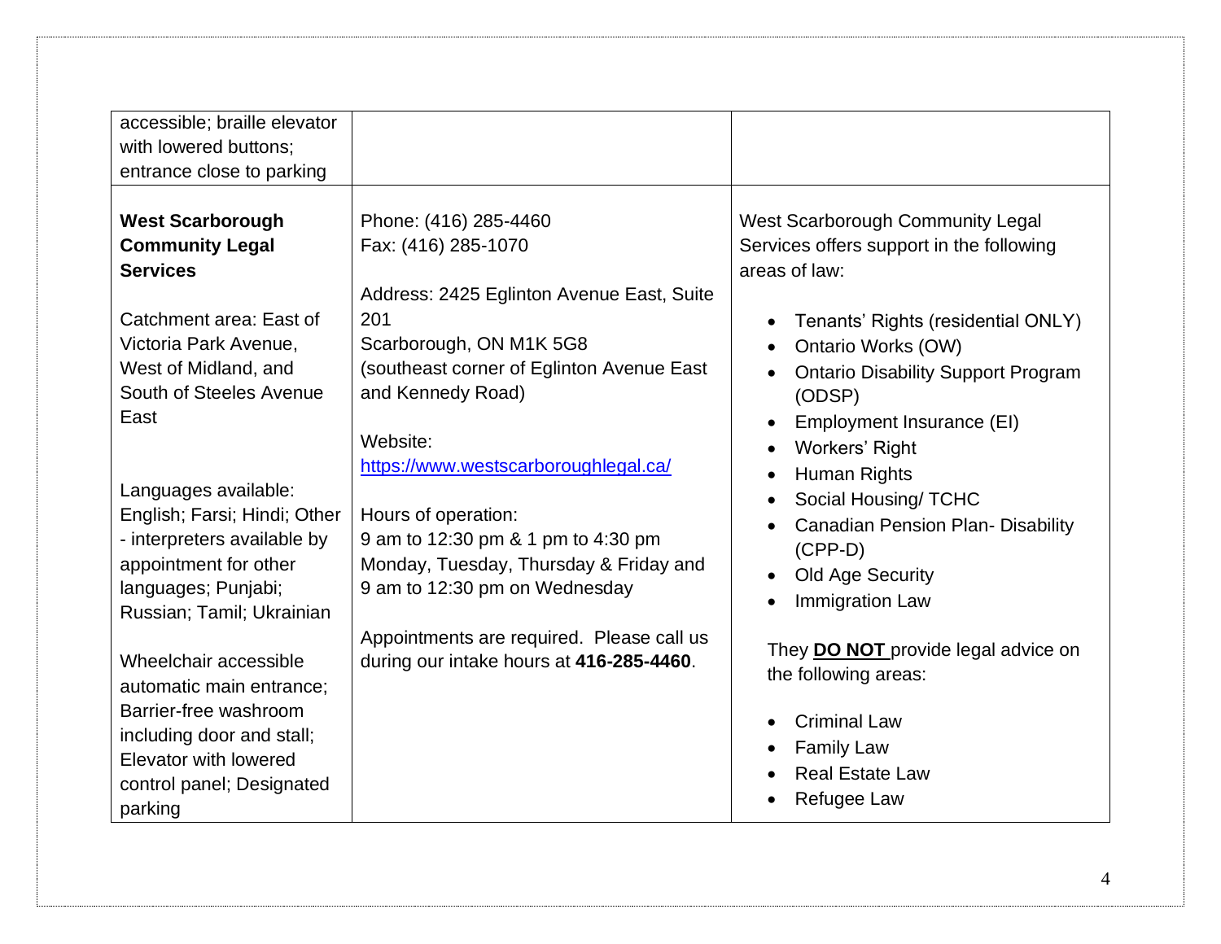| | | |
|---|---|---|
| accessible; braille elevator with lowered buttons; entrance close to parking | | |
| **West Scarborough Community Legal Services**<br><br>Catchment area: East of Victoria Park Avenue, West of Midland, and South of Steeles Avenue East<br><br>Languages available: English; Farsi; Hindi; Other - interpreters available by appointment for other languages; Punjabi; Russian; Tamil; Ukrainian<br><br>Wheelchair accessible automatic main entrance; Barrier-free washroom including door and stall; Elevator with lowered control panel; Designated parking | Phone: (416) 285-4460<br>Fax: (416) 285-1070<br><br>Address: 2425 Eglinton Avenue East, Suite 201<br>Scarborough, ON M1K 5G8<br>(southeast corner of Eglinton Avenue East and Kennedy Road)<br><br>Website:<br>[https://www.westscarboroughlegal.ca/](https://www.westscarboroughlegal.ca/)<br><br>Hours of operation:<br>9 am to 12:30 pm & 1 pm to 4:30 pm Monday, Tuesday, Thursday & Friday and 9 am to 12:30 pm on Wednesday<br><br>Appointments are required. Please call us during our intake hours at **416-285-4460**. | West Scarborough Community Legal Services offers support in the following areas of law:<br><br>• Tenants' Rights (residential ONLY)<br>• Ontario Works (OW)<br>• Ontario Disability Support Program (ODSP)<br>• Employment Insurance (EI)<br>• Workers' Right<br>• Human Rights<br>• Social Housing/ TCHC<br>• Canadian Pension Plan- Disability (CPP-D)<br>• Old Age Security<br>• Immigration Law<br><br>They **DO NOT** provide legal advice on the following areas:<br><br>• Criminal Law<br>• Family Law<br>• Real Estate Law<br>• Refugee Law |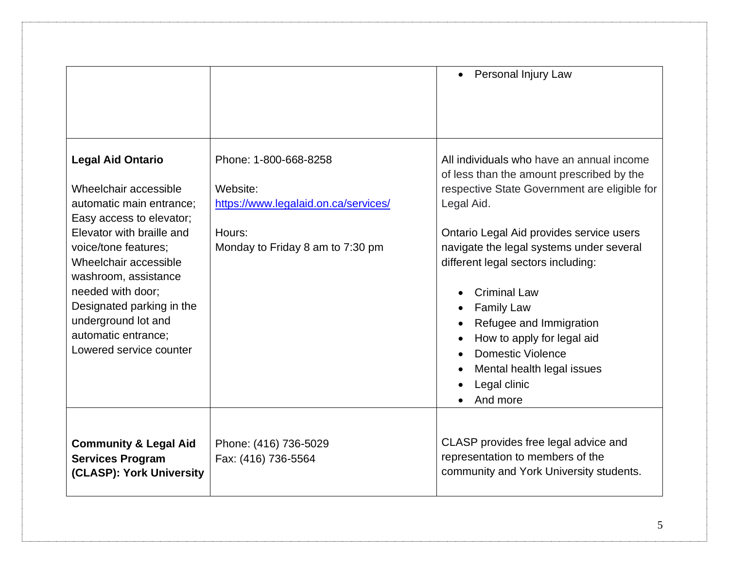| | | |
|---|---|---|
| | | • Personal Injury Law |
| **Legal Aid Ontario**<br><br>Wheelchair accessible automatic main entrance; Easy access to elevator; Elevator with braille and voice/tone features; Wheelchair accessible washroom, assistance needed with door; Designated parking in the underground lot and automatic entrance; Lowered service counter | Phone: 1-800-668-8258<br><br>Website: [https://www.legalaid.on.ca/services/](https://www.legalaid.on.ca/services/)<br><br>Hours:<br>Monday to Friday 8 am to 7:30 pm | All individuals who have an annual income of less than the amount prescribed by the respective State Government are eligible for Legal Aid.<br><br>Ontario Legal Aid provides service users navigate the legal systems under several different legal sectors including:<br><br>• Criminal Law<br>• Family Law<br>• Refugee and Immigration<br>• How to apply for legal aid<br>• Domestic Violence<br>• Mental health legal issues<br>• Legal clinic<br>• And more |
| **Community & Legal Aid Services Program (CLASP): York University** | Phone: (416) 736-5029<br>Fax: (416) 736-5564 | CLASP provides free legal advice and representation to members of the community and York University students. |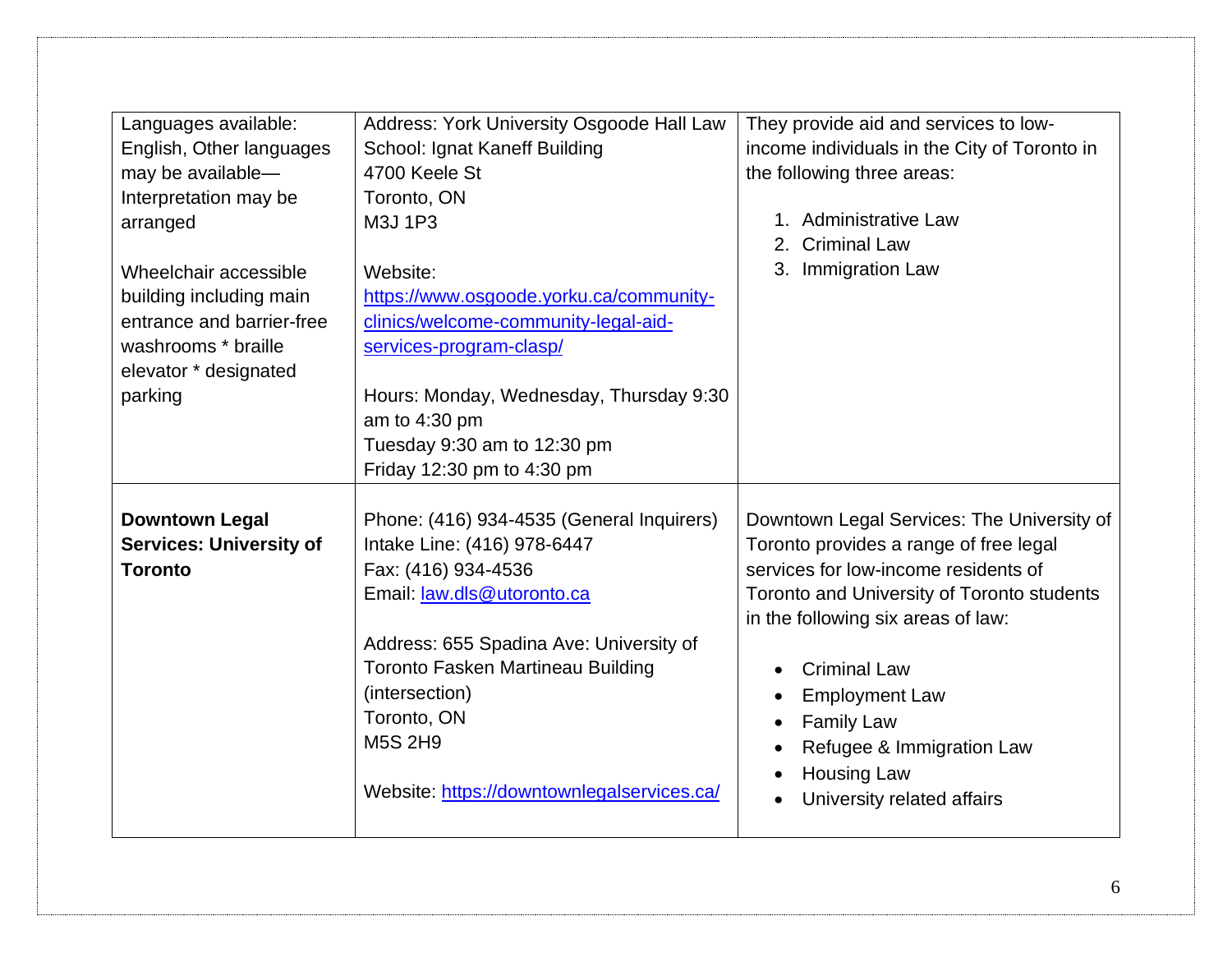| | | |
|---|---|---|
| Languages available: English, Other languages may be available—Interpretation may be arranged<br><br>Wheelchair accessible building including main entrance and barrier-free washrooms * braille elevator * designated parking | Address: York University Osgoode Hall Law School: Ignat Kaneff Building<br>4700 Keele St<br>Toronto, ON<br>M3J 1P3<br><br>Website: [https://www.osgoode.yorku.ca/community-clinics/welcome-community-legal-aid-services-program-clasp/](https://www.osgoode.yorku.ca/community-clinics/welcome-community-legal-aid-services-program-clasp/)<br><br>Hours: Monday, Wednesday, Thursday 9:30 am to 4:30 pm<br>Tuesday 9:30 am to 12:30 pm<br>Friday 12:30 pm to 4:30 pm | They provide aid and services to low-income individuals in the City of Toronto in the following three areas:<br><br>1. Administrative Law<br>2. Criminal Law<br>3. Immigration Law |
| **Downtown Legal Services: University of Toronto** | Phone: (416) 934-4535 (General Inquirers)<br>Intake Line: (416) 978-6447<br>Fax: (416) 934-4536<br>Email: [law.dls@utoronto.ca](mailto:law.dls@utoronto.ca)<br><br>Address: 655 Spadina Ave: University of Toronto Fasken Martineau Building (intersection)<br>Toronto, ON<br>M5S 2H9<br><br>Website: [https://downtownlegalservices.ca/](https://downtownlegalservices.ca/) | Downtown Legal Services: The University of Toronto provides a range of free legal services for low-income residents of Toronto and University of Toronto students in the following six areas of law:<br><br>• Criminal Law<br>• Employment Law<br>• Family Law<br>• Refugee & Immigration Law<br>• Housing Law<br>• University related affairs |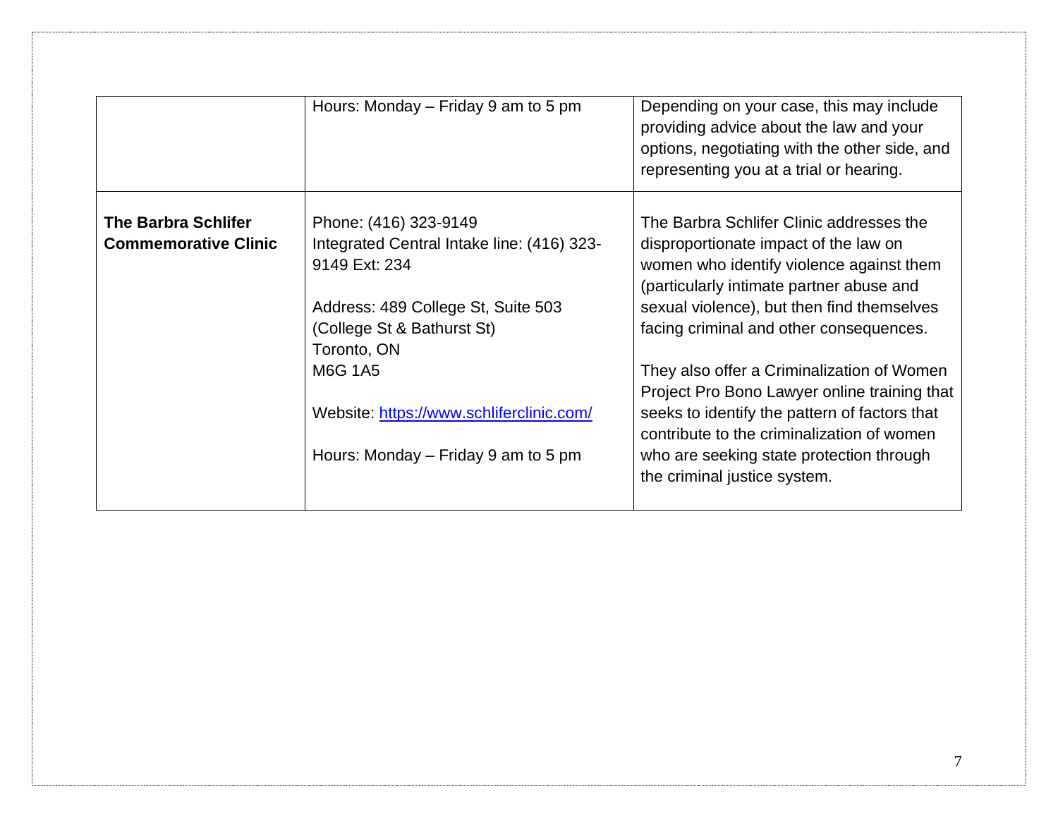| | | |
|---|---|---|
| | Hours: Monday – Friday 9 am to 5 pm | Depending on your case, this may include providing advice about the law and your options, negotiating with the other side, and representing you at a trial or hearing. |
| **The Barbra Schlifer Commemorative Clinic** | Phone: (416) 323-9149<br>Integrated Central Intake line: (416) 323-9149 Ext: 234<br><br>Address: 489 College St, Suite 503 (College St & Bathurst St)<br>Toronto, ON<br>M6G 1A5<br><br>Website: [https://www.schliferclinic.com/](https://www.schliferclinic.com/)<br><br>Hours: Monday – Friday 9 am to 5 pm | The Barbra Schlifer Clinic addresses the disproportionate impact of the law on women who identify violence against them (particularly intimate partner abuse and sexual violence), but then find themselves facing criminal and other consequences.<br><br>They also offer a Criminalization of Women Project Pro Bono Lawyer online training that seeks to identify the pattern of factors that contribute to the criminalization of women who are seeking state protection through the criminal justice system. |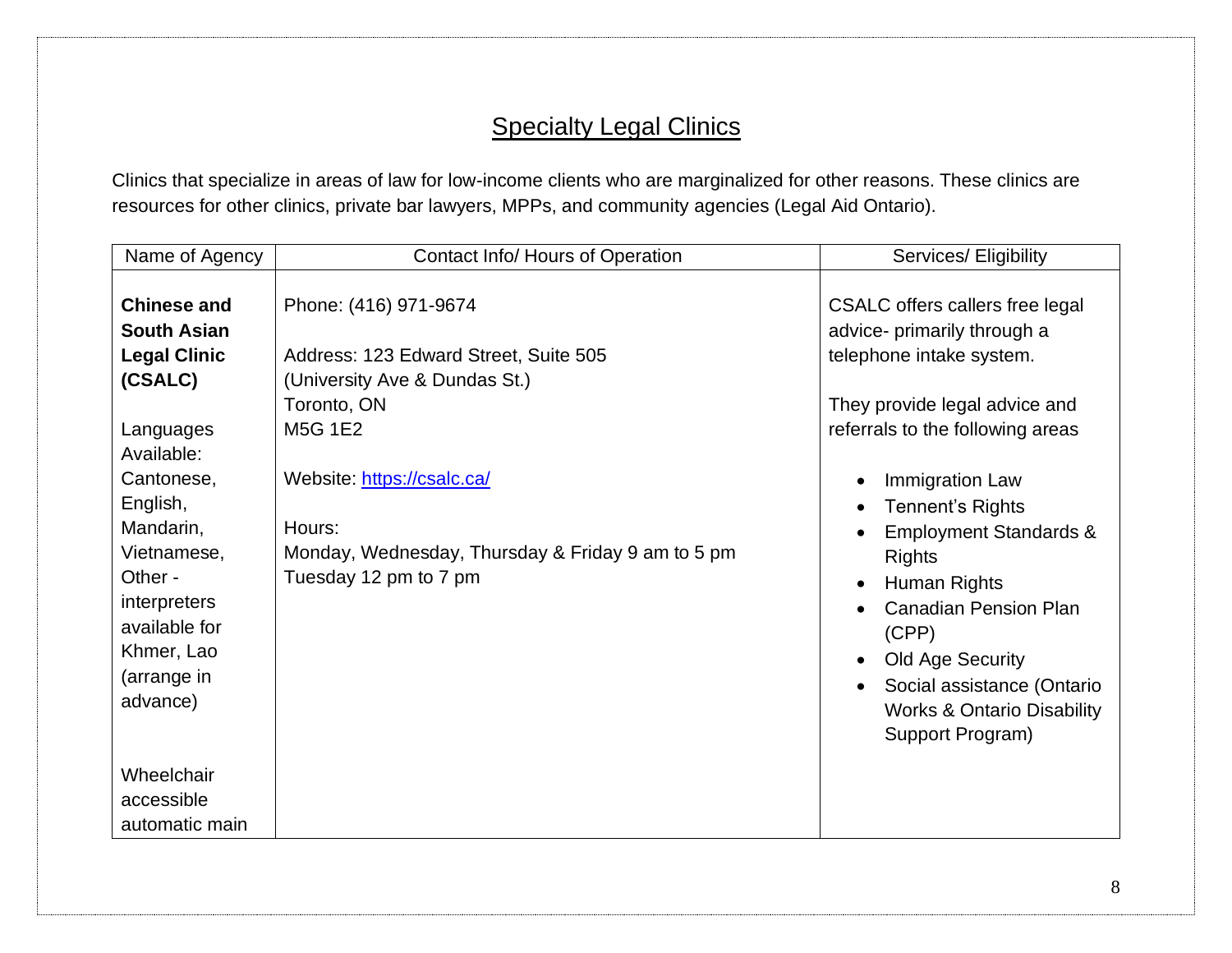## Specialty Legal Clinics

Clinics that specialize in areas of law for low-income clients who are marginalized for other reasons. These clinics are resources for other clinics, private bar lawyers, MPPs, and community agencies (Legal Aid Ontario).

| Name of Agency | Contact Info/ Hours of Operation | Services/ Eligibility |
|---|---|---|
| **Chinese and South Asian Legal Clinic (CSALC)**<br><br>Languages Available: Cantonese, English, Mandarin, Vietnamese, Other - interpreters available for Khmer, Lao (arrange in advance)<br><br>Wheelchair accessible automatic main | Phone: (416) 971-9674<br><br>Address: 123 Edward Street, Suite 505 (University Ave & Dundas St.) Toronto, ON M5G 1E2<br><br>Website: [https://csalc.ca/](https://csalc.ca/)<br><br>Hours:<br>Monday, Wednesday, Thursday & Friday 9 am to 5 pm<br>Tuesday 12 pm to 7 pm | CSALC offers callers free legal advice- primarily through a telephone intake system.<br><br>They provide legal advice and referrals to the following areas<br><br>• Immigration Law<br>• Tennent's Rights<br>• Employment Standards & Rights<br>• Human Rights<br>• Canadian Pension Plan (CPP)<br>• Old Age Security<br>• Social assistance (Ontario Works & Ontario Disability Support Program) |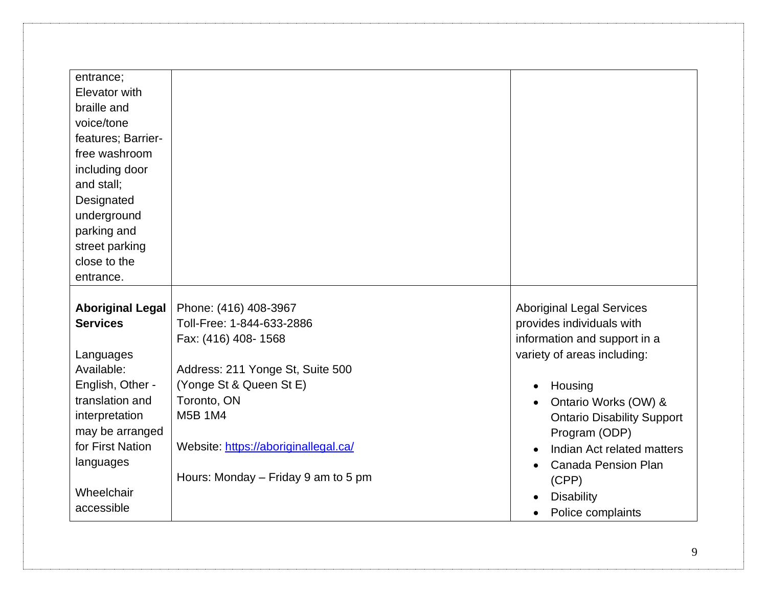| | | |
|---|---|---|
| entrance; Elevator with braille and voice/tone features; Barrier-free washroom including door and stall; Designated underground parking and street parking close to the entrance. | | |
| **Aboriginal Legal Services**<br><br>Languages Available: English, Other - translation and interpretation may be arranged for First Nation languages<br><br>Wheelchair accessible | Phone: (416) 408-3967<br>Toll-Free: 1-844-633-2886<br>Fax: (416) 408- 1568<br><br>Address: 211 Yonge St, Suite 500 (Yonge St & Queen St E)<br>Toronto, ON<br>M5B 1M4<br><br>Website: [https://aboriginallegal.ca/](https://aboriginallegal.ca/)<br><br>Hours: Monday – Friday 9 am to 5 pm | Aboriginal Legal Services provides individuals with information and support in a variety of areas including:<br><br>• Housing<br>• Ontario Works (OW) & Ontario Disability Support Program (ODP)<br>• Indian Act related matters<br>• Canada Pension Plan (CPP)<br>• Disability<br>• Police complaints |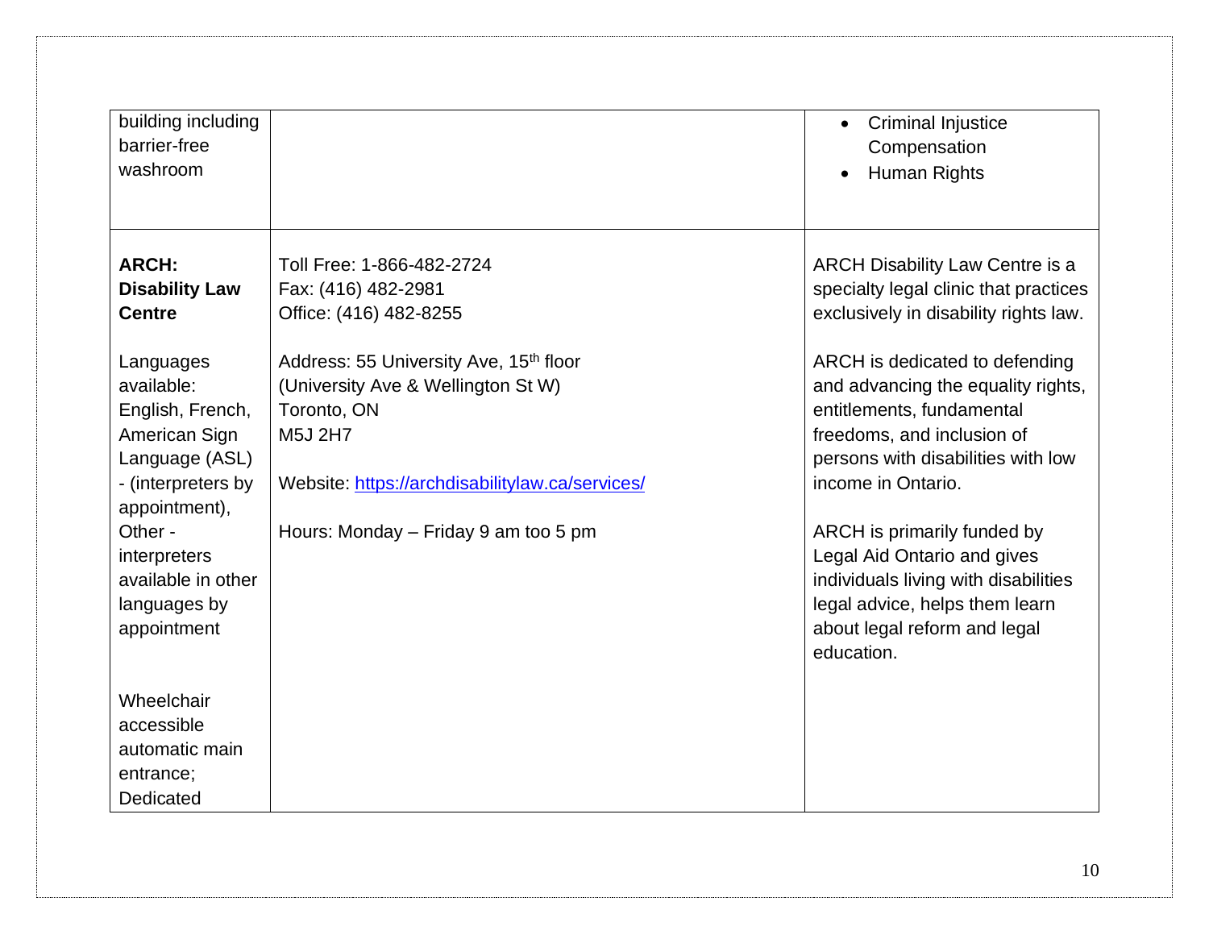| | | |
|---|---|---|
| building including barrier-free washroom | | • Criminal Injustice Compensation<br>• Human Rights |
| **ARCH: Disability Law Centre**<br><br>Languages available: English, French, American Sign Language (ASL) - (interpreters by appointment), Other - interpreters available in other languages by appointment<br><br>Wheelchair accessible automatic main entrance; Dedicated | Toll Free: 1-866-482-2724<br>Fax: (416) 482-2981<br>Office: (416) 482-8255<br><br>Address: 55 University Ave, 15th floor<br>(University Ave & Wellington St W)<br>Toronto, ON<br>M5J 2H7<br><br>Website: [https://archdisabilitylaw.ca/services/](https://archdisabilitylaw.ca/services/)<br><br>Hours: Monday – Friday 9 am too 5 pm | ARCH Disability Law Centre is a specialty legal clinic that practices exclusively in disability rights law.<br><br>ARCH is dedicated to defending and advancing the equality rights, entitlements, fundamental freedoms, and inclusion of persons with disabilities with low income in Ontario.<br><br>ARCH is primarily funded by Legal Aid Ontario and gives individuals living with disabilities legal advice, helps them learn about legal reform and legal education. |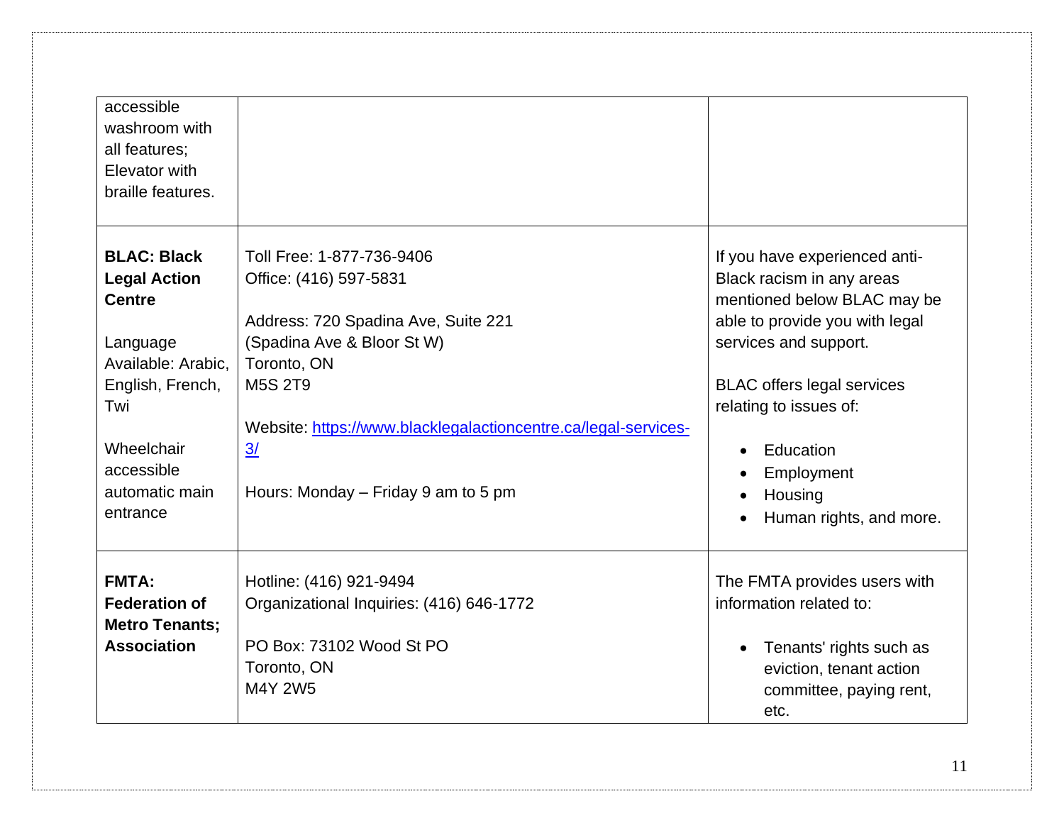| | | |
|---|---|---|
| accessible washroom with all features; Elevator with braille features. | | |
| **BLAC: Black Legal Action Centre**<br><br>Language Available: Arabic, English, French, Twi<br><br>Wheelchair accessible automatic main entrance | Toll Free: 1-877-736-9406<br>Office: (416) 597-5831<br><br>Address: 720 Spadina Ave, Suite 221<br>(Spadina Ave & Bloor St W)<br>Toronto, ON<br>M5S 2T9<br><br>Website: [https://www.blacklegalactioncentre.ca/legal-services-3/](https://www.blacklegalactioncentre.ca/legal-services-3/)<br><br>Hours: Monday – Friday 9 am to 5 pm | If you have experienced anti-Black racism in any areas mentioned below BLAC may be able to provide you with legal services and support.<br><br>BLAC offers legal services relating to issues of:<br><br>• Education<br>• Employment<br>• Housing<br>• Human rights, and more. |
| **FMTA: Federation of Metro Tenants; Association** | Hotline: (416) 921-9494<br>Organizational Inquiries: (416) 646-1772<br><br>PO Box: 73102 Wood St PO<br>Toronto, ON<br>M4Y 2W5 | The FMTA provides users with information related to:<br><br>• Tenants' rights such as eviction, tenant action committee, paying rent, etc. |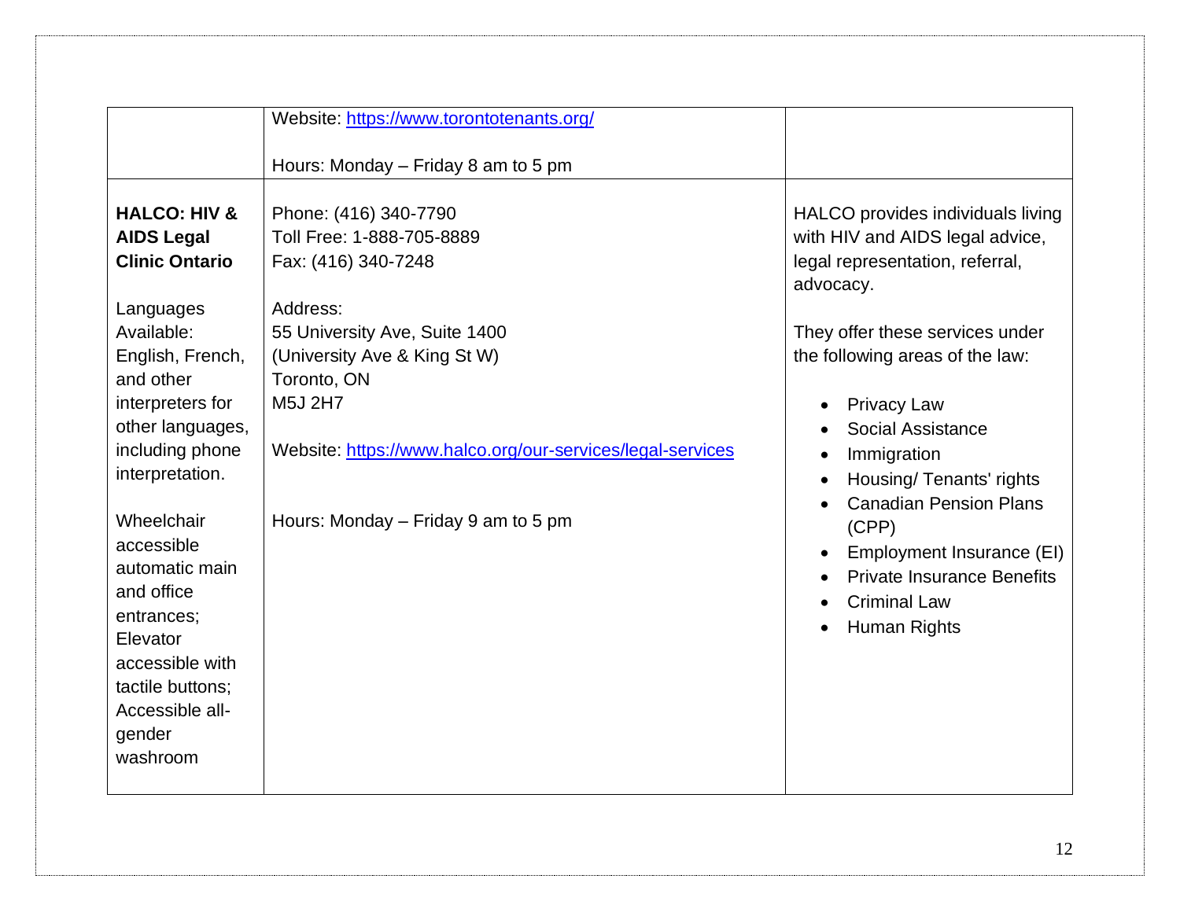| | | |
|---|---|---|
| | Website: https://www.torontotenants.org/<br><br>Hours: Monday – Friday 8 am to 5 pm | |
| **HALCO: HIV & AIDS Legal Clinic Ontario**<br><br>Languages Available: English, French, and other interpreters for other languages, including phone interpretation.<br><br>Wheelchair accessible automatic main and office entrances; Elevator accessible with tactile buttons; Accessible all-gender washroom | Phone: (416) 340-7790<br>Toll Free: 1-888-705-8889<br>Fax: (416) 340-7248<br><br>Address:<br>55 University Ave, Suite 1400<br>(University Ave & King St W)<br>Toronto, ON<br>M5J 2H7<br><br>Website: https://www.halco.org/our-services/legal-services<br><br>Hours: Monday – Friday 9 am to 5 pm | HALCO provides individuals living with HIV and AIDS legal advice, legal representation, referral, advocacy.<br><br>They offer these services under the following areas of the law:<br><br>• Privacy Law<br>• Social Assistance<br>• Immigration<br>• Housing/ Tenants' rights<br>• Canadian Pension Plans (CPP)<br>• Employment Insurance (EI)<br>• Private Insurance Benefits<br>• Criminal Law<br>• Human Rights |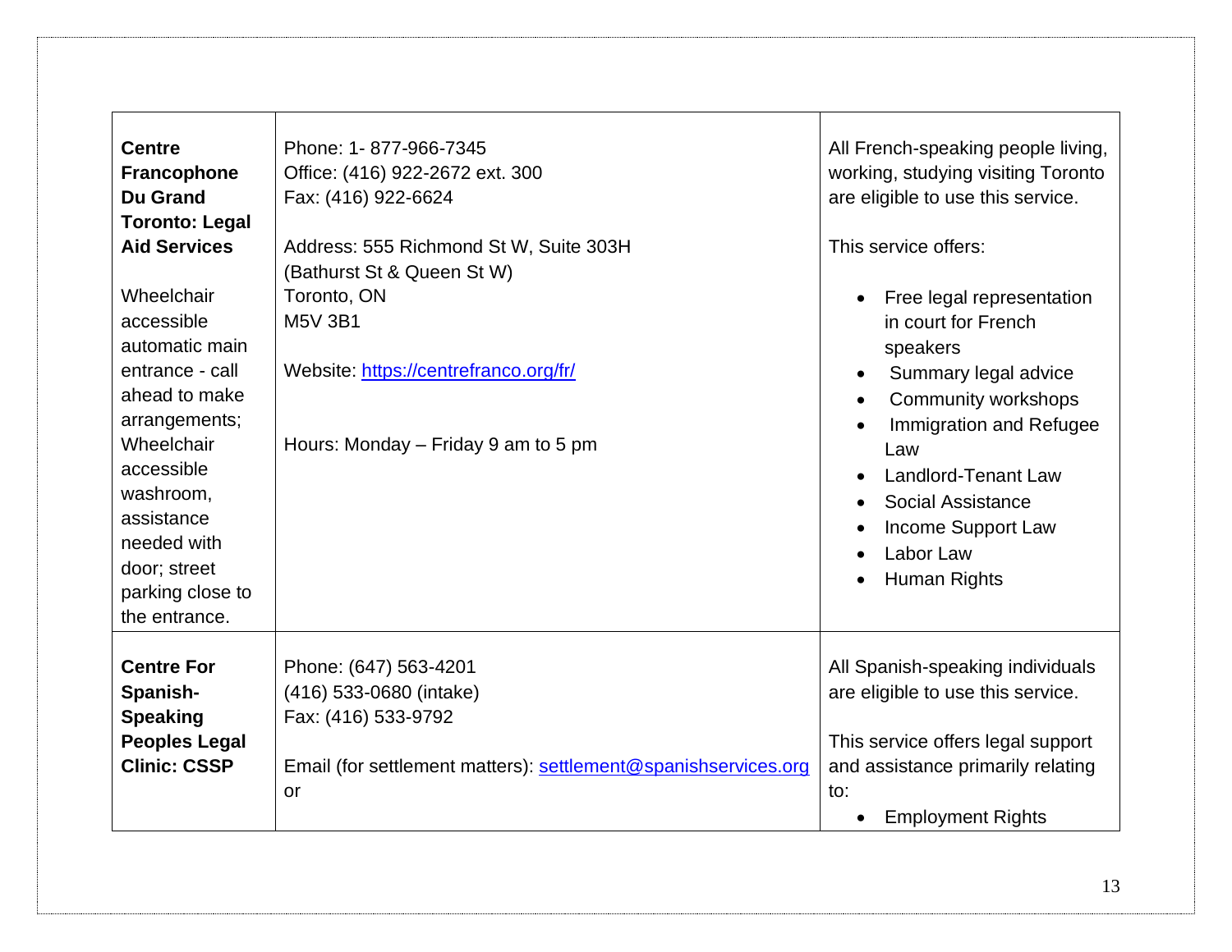| | | |
|---|---|---|
| **Centre Francophone Du Grand Toronto: Legal Aid Services**<br><br>Wheelchair accessible automatic main entrance - call ahead to make arrangements; Wheelchair accessible washroom, assistance needed with door; street parking close to the entrance. | Phone: 1- 877-966-7345<br>Office: (416) 922-2672 ext. 300<br>Fax: (416) 922-6624<br><br>Address: 555 Richmond St W, Suite 303H<br>(Bathurst St & Queen St W)<br>Toronto, ON<br>M5V 3B1<br><br>Website: [https://centrefranco.org/fr/](https://centrefranco.org/fr/)<br><br>Hours: Monday – Friday 9 am to 5 pm | All French-speaking people living, working, studying visiting Toronto are eligible to use this service.<br><br>This service offers:<br><br>• Free legal representation in court for French speakers<br>• Summary legal advice<br>• Community workshops<br>• Immigration and Refugee Law<br>• Landlord-Tenant Law<br>• Social Assistance<br>• Income Support Law<br>• Labor Law<br>• Human Rights |
| **Centre For Spanish-Speaking Peoples Legal Clinic: CSSP** | Phone: (647) 563-4201<br>(416) 533-0680 (intake)<br>Fax: (416) 533-9792<br><br>Email (for settlement matters): [settlement@spanishservices.org](mailto:settlement@spanishservices.org) or | All Spanish-speaking individuals are eligible to use this service.<br><br>This service offers legal support and assistance primarily relating to:<br>• Employment Rights |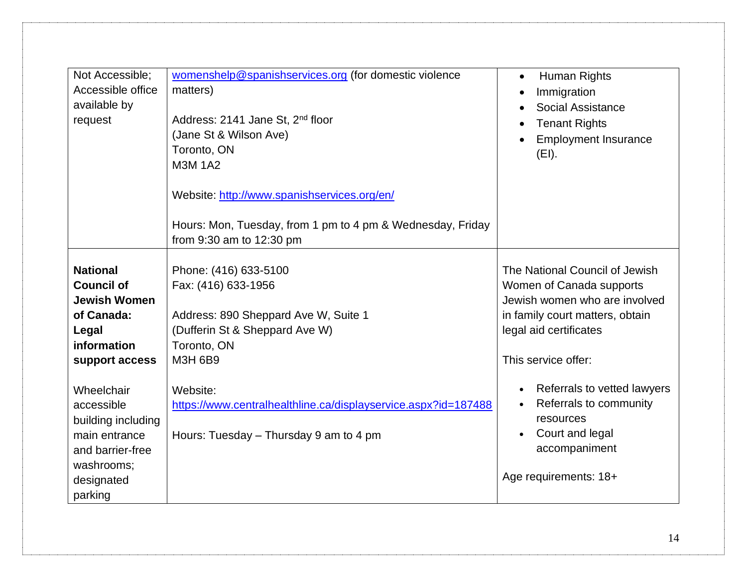| | | |
|---|---|---|
| Not Accessible; Accessible office available by request | womenshelp@spanishservices.org (for domestic violence matters)<br><br>Address: 2141 Jane St, 2nd floor<br>(Jane St & Wilson Ave)<br>Toronto, ON<br>M3M 1A2<br><br>Website: http://www.spanishservices.org/en/<br><br>Hours: Mon, Tuesday, from 1 pm to 4 pm & Wednesday, Friday from 9:30 am to 12:30 pm | • Human Rights<br>• Immigration<br>• Social Assistance<br>• Tenant Rights<br>• Employment Insurance (EI). |
| **National Council of Jewish Women of Canada: Legal information support access**<br><br>Wheelchair accessible building including main entrance and barrier-free washrooms; designated parking | Phone: (416) 633-5100<br>Fax: (416) 633-1956<br><br>Address: 890 Sheppard Ave W, Suite 1<br>(Dufferin St & Sheppard Ave W)<br>Toronto, ON<br>M3H 6B9<br><br>Website: https://www.centralhealthline.ca/displayservice.aspx?id=187488<br><br>Hours: Tuesday – Thursday 9 am to 4 pm | The National Council of Jewish Women of Canada supports Jewish women who are involved in family court matters, obtain legal aid certificates<br><br>This service offer:<br><br>• Referrals to vetted lawyers<br>• Referrals to community resources<br>• Court and legal accompaniment<br><br>Age requirements: 18+ |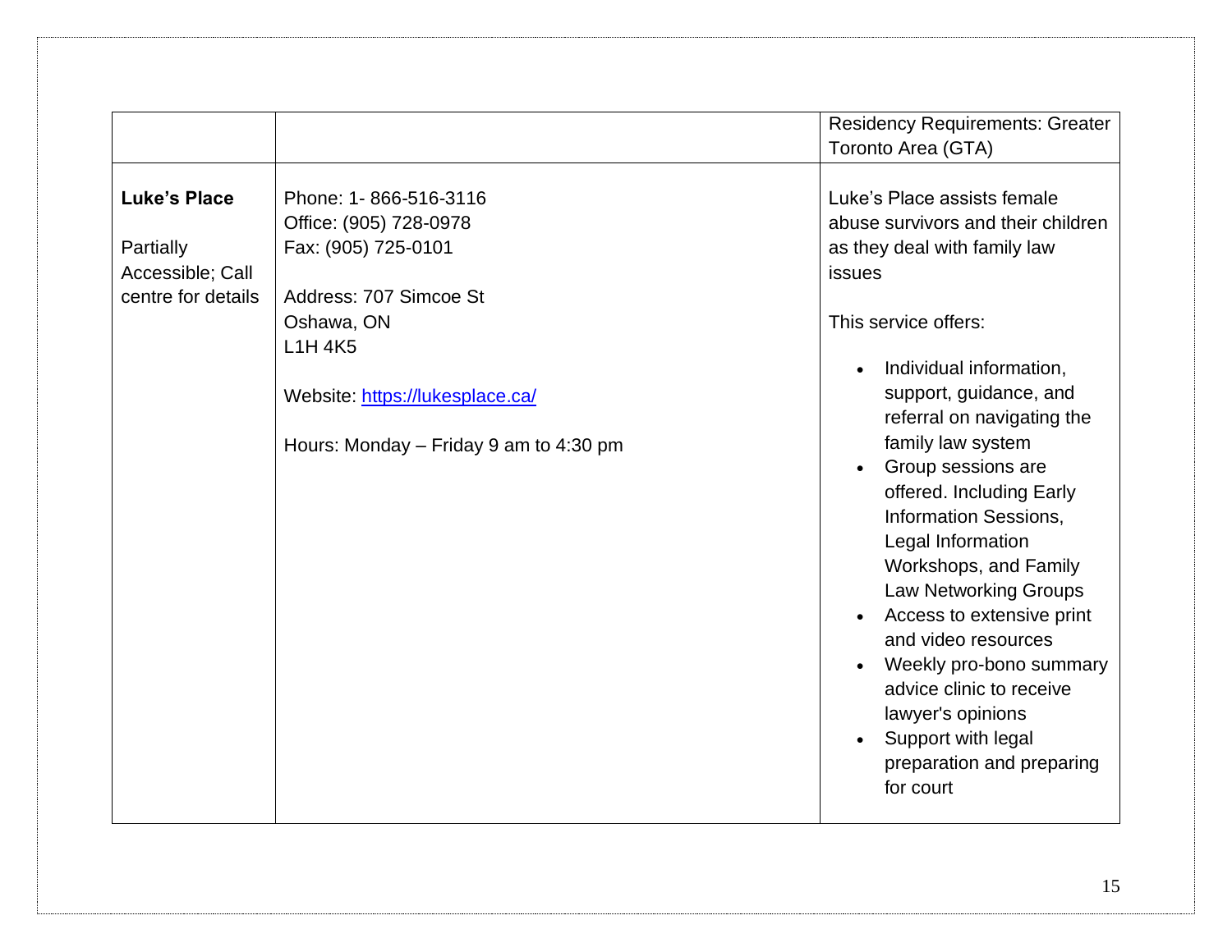| | | |
|---|---|---|
| | | Residency Requirements: Greater Toronto Area (GTA) |
| **Luke's Place**<br><br>Partially Accessible; Call centre for details | Phone: 1- 866-516-3116<br>Office: (905) 728-0978<br>Fax: (905) 725-0101<br><br>Address: 707 Simcoe St<br>Oshawa, ON<br>L1H 4K5<br><br>Website: [https://lukesplace.ca/](https://lukesplace.ca/)<br><br>Hours: Monday – Friday 9 am to 4:30 pm | Luke's Place assists female abuse survivors and their children as they deal with family law issues<br><br>This service offers:<br><br>• Individual information, support, guidance, and referral on navigating the family law system<br>• Group sessions are offered. Including Early Information Sessions, Legal Information Workshops, and Family Law Networking Groups<br>• Access to extensive print and video resources<br>• Weekly pro-bono summary advice clinic to receive lawyer's opinions<br>• Support with legal preparation and preparing for court |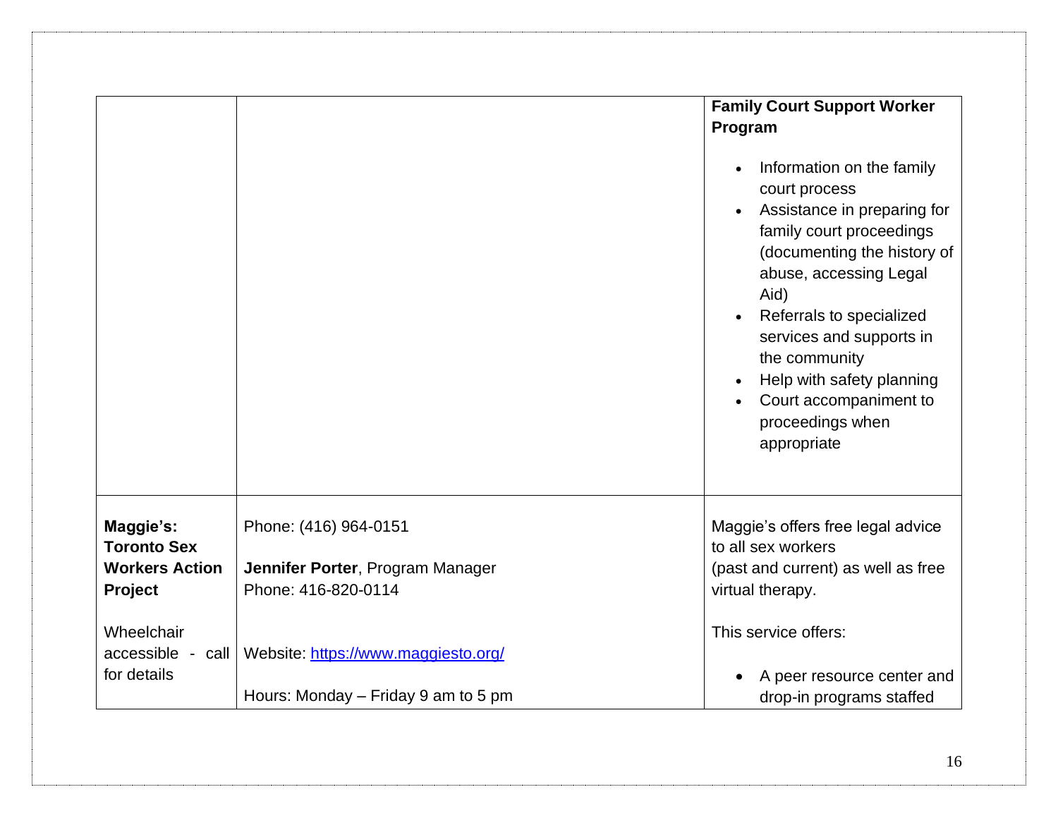| | | |
|---|---|---|
| | | **Family Court Support Worker Program**<br><br>• Information on the family court process<br>• Assistance in preparing for family court proceedings (documenting the history of abuse, accessing Legal Aid)<br>• Referrals to specialized services and supports in the community<br>• Help with safety planning<br>• Court accompaniment to proceedings when appropriate |
| **Maggie's: Toronto Sex Workers Action Project**<br><br>Wheelchair accessible - call for details | Phone: (416) 964-0151<br><br>**Jennifer Porter**, Program Manager<br>Phone: 416-820-0114<br><br>Website: [https://www.maggiesto.org/](https://www.maggiesto.org/)<br><br>Hours: Monday – Friday 9 am to 5 pm | Maggie's offers free legal advice to all sex workers (past and current) as well as free virtual therapy.<br><br>This service offers:<br><br>• A peer resource center and drop-in programs staffed |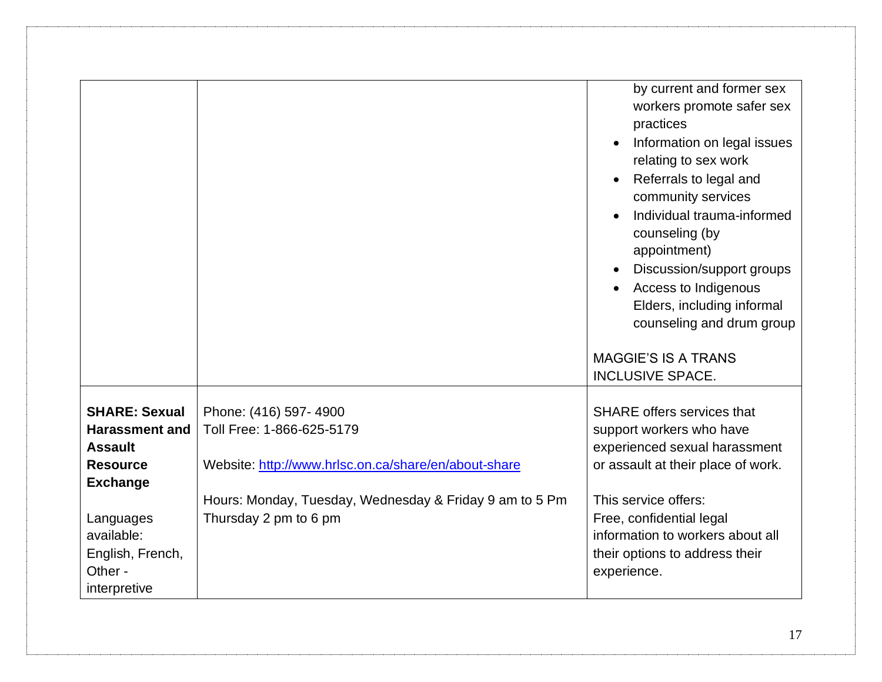| | | |
|---|---|---|
| | | by current and former sex workers promote safer sex practices<br>• Information on legal issues relating to sex work<br>• Referrals to legal and community services<br>• Individual trauma-informed counseling (by appointment)<br>• Discussion/support groups<br>• Access to Indigenous Elders, including informal counseling and drum group<br><br>MAGGIE'S IS A TRANS INCLUSIVE SPACE. |
| **SHARE: Sexual Harassment and Assault Resource Exchange**<br><br>Languages available: English, French, Other - interpretive | Phone: (416) 597- 4900<br>Toll Free: 1-866-625-5179<br><br>Website: [http://www.hrlsc.on.ca/share/en/about-share](http://www.hrlsc.on.ca/share/en/about-share)<br><br>Hours: Monday, Tuesday, Wednesday & Friday 9 am to 5 Pm<br>Thursday 2 pm to 6 pm | SHARE offers services that support workers who have experienced sexual harassment or assault at their place of work.<br><br>This service offers:<br>Free, confidential legal information to workers about all their options to address their experience. |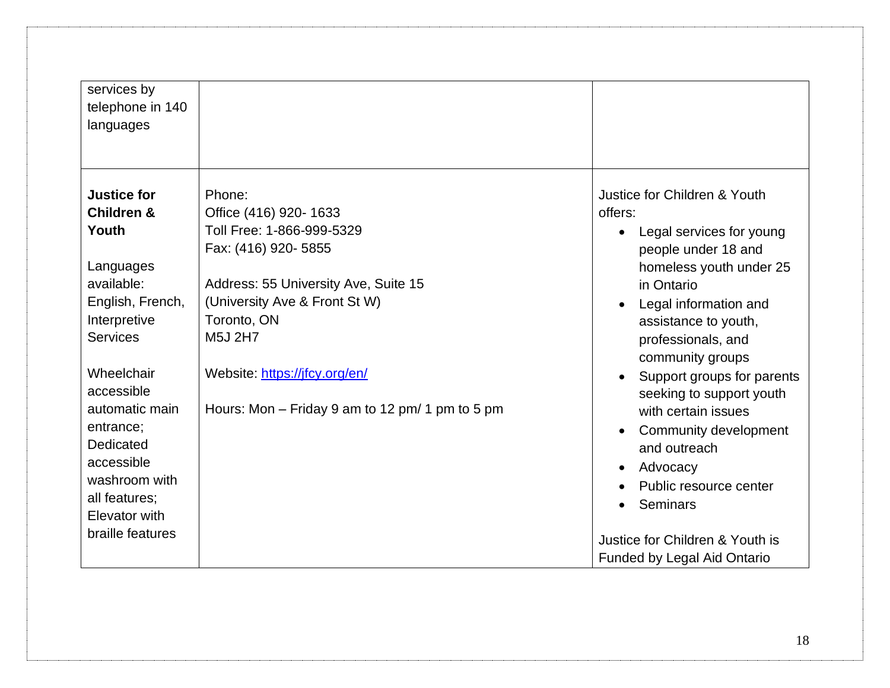| | | |
|---|---|---|
| services by telephone in 140 languages | | |
| **Justice for Children & Youth**<br><br>Languages available: English, French, Interpretive Services<br><br>Wheelchair accessible automatic main entrance; Dedicated accessible washroom with all features; Elevator with braille features | Phone:<br>Office (416) 920- 1633<br>Toll Free: 1-866-999-5329<br>Fax: (416) 920- 5855<br><br>Address: 55 University Ave, Suite 15<br>(University Ave & Front St W)<br>Toronto, ON<br>M5J 2H7<br><br>Website: [https://jfcy.org/en/](https://jfcy.org/en/)<br><br>Hours: Mon – Friday 9 am to 12 pm/ 1 pm to 5 pm | Justice for Children & Youth offers:<br>• Legal services for young people under 18 and homeless youth under 25 in Ontario<br>• Legal information and assistance to youth, professionals, and community groups<br>• Support groups for parents seeking to support youth with certain issues<br>• Community development and outreach<br>• Advocacy<br>• Public resource center<br>• Seminars<br><br>Justice for Children & Youth is Funded by Legal Aid Ontario |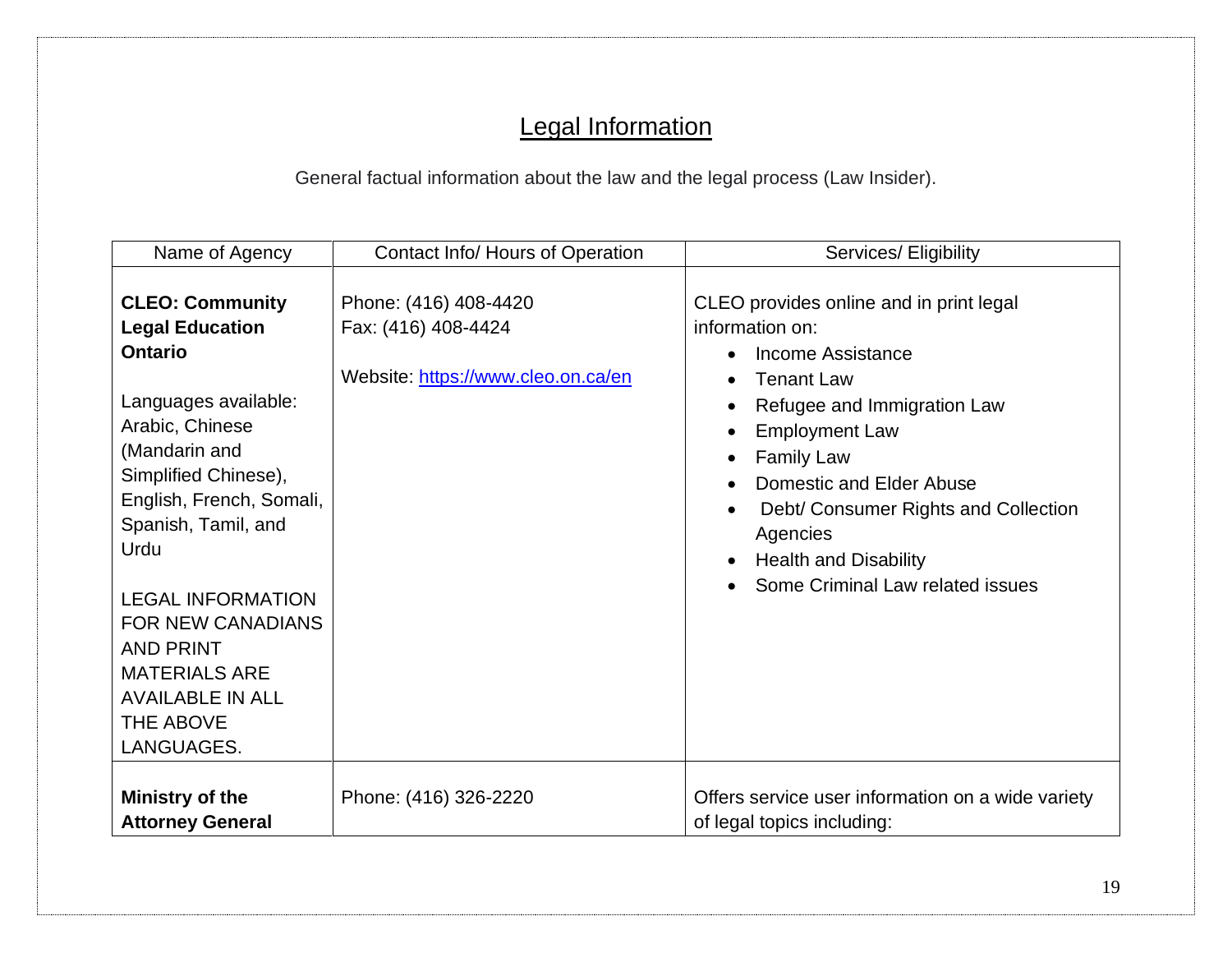## Legal Information

General factual information about the law and the legal process (Law Insider).

| Name of Agency | Contact Info/ Hours of Operation | Services/ Eligibility |
|---|---|---|
| **CLEO: Community Legal Education Ontario**<br><br>Languages available: Arabic, Chinese (Mandarin and Simplified Chinese), English, French, Somali, Spanish, Tamil, and Urdu<br><br>LEGAL INFORMATION FOR NEW CANADIANS AND PRINT MATERIALS ARE AVAILABLE IN ALL THE ABOVE LANGUAGES. | Phone: (416) 408-4420<br>Fax: (416) 408-4424<br><br>Website: [https://www.cleo.on.ca/en](https://www.cleo.on.ca/en) | CLEO provides online and in print legal information on:<br>• Income Assistance<br>• Tenant Law<br>• Refugee and Immigration Law<br>• Employment Law<br>• Family Law<br>• Domestic and Elder Abuse<br>• Debt/ Consumer Rights and Collection Agencies<br>• Health and Disability<br>• Some Criminal Law related issues |
| **Ministry of the Attorney General** | Phone: (416) 326-2220 | Offers service user information on a wide variety of legal topics including: |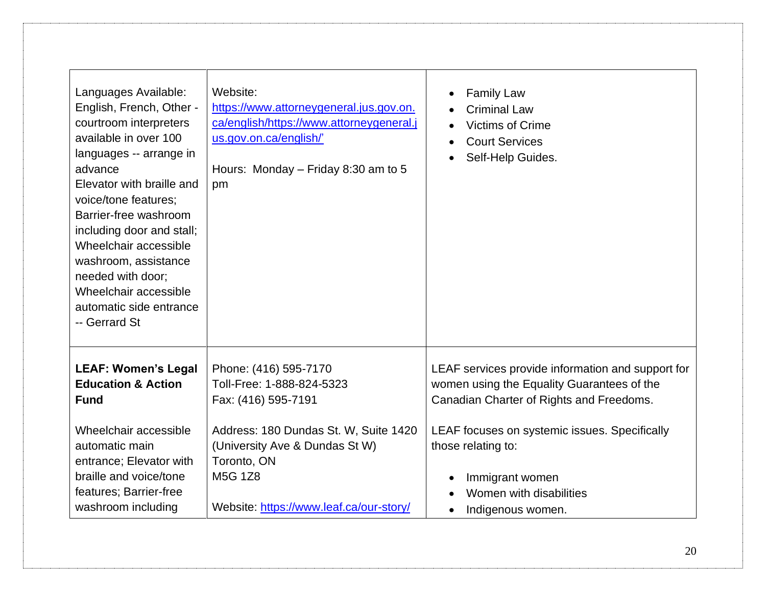| | | |
|---|---|---|
| Languages Available: English, French, Other - courtroom interpreters available in over 100 languages -- arrange in advance<br>Elevator with braille and voice/tone features; Barrier-free washroom including door and stall; Wheelchair accessible washroom, assistance needed with door; Wheelchair accessible automatic side entrance -- Gerrard St | Website: https://www.attorneygeneral.jus.gov.on.ca/english/https://www.attorneygeneral.jus.gov.on.ca/english/'<br><br>Hours: Monday – Friday 8:30 am to 5 pm | • Family Law<br>• Criminal Law<br>• Victims of Crime<br>• Court Services<br>• Self-Help Guides. |
| **LEAF: Women's Legal Education & Action Fund**<br><br>Wheelchair accessible automatic main entrance; Elevator with braille and voice/tone features; Barrier-free washroom including | Phone: (416) 595-7170<br>Toll-Free: 1-888-824-5323<br>Fax: (416) 595-7191<br><br>Address: 180 Dundas St. W, Suite 1420 (University Ave & Dundas St W)<br>Toronto, ON<br>M5G 1Z8<br><br>Website: https://www.leaf.ca/our-story/ | LEAF services provide information and support for women using the Equality Guarantees of the Canadian Charter of Rights and Freedoms.<br><br>LEAF focuses on systemic issues. Specifically those relating to:<br><br>• Immigrant women<br>• Women with disabilities<br>• Indigenous women. |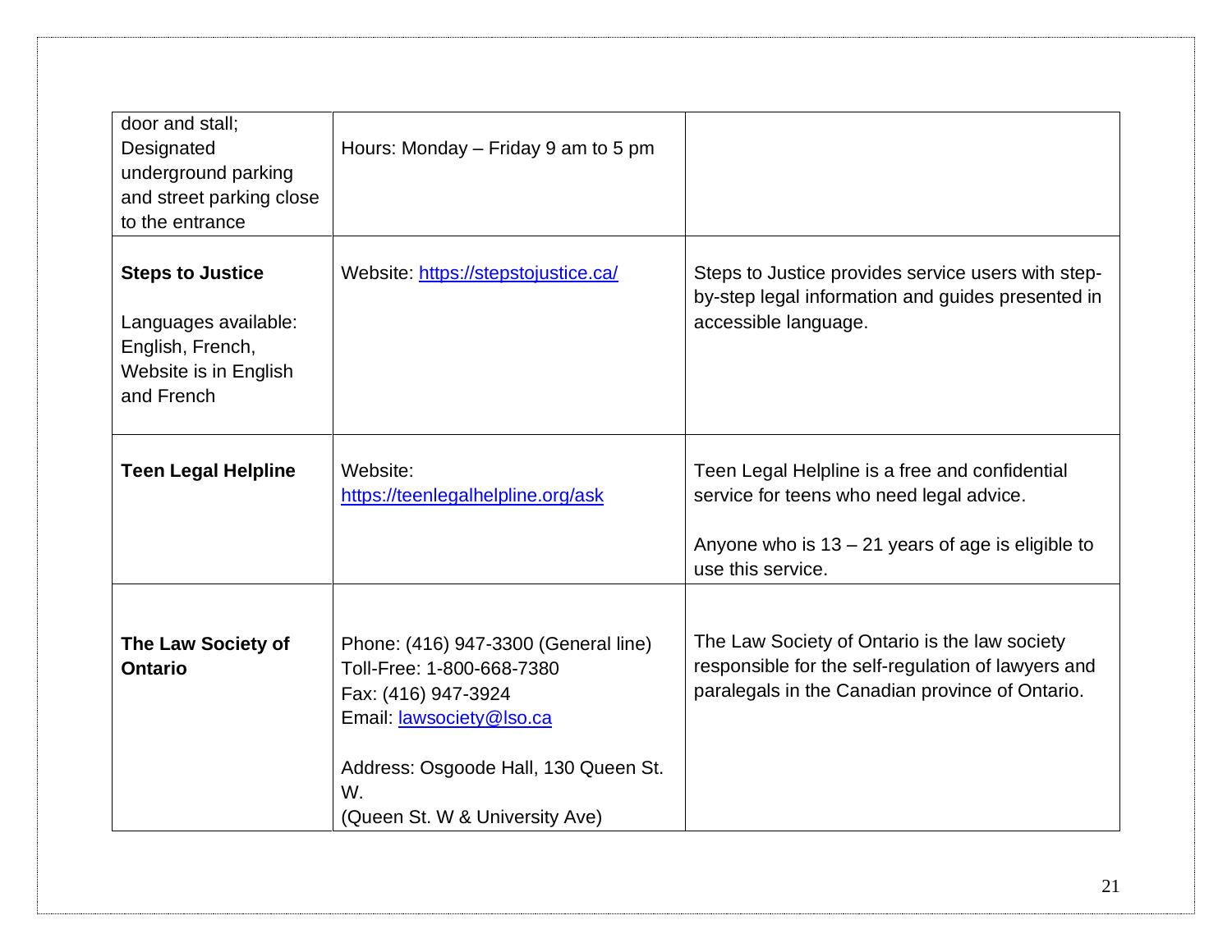| | | |
|---|---|---|
| door and stall; Designated underground parking and street parking close to the entrance | Hours: Monday – Friday 9 am to 5 pm | |
| **Steps to Justice**<br><br>Languages available: English, French, Website is in English and French | Website: https://stepstojustice.ca/ | Steps to Justice provides service users with step-by-step legal information and guides presented in accessible language. |
| **Teen Legal Helpline** | Website: https://teenlegalhelpline.org/ask | Teen Legal Helpline is a free and confidential service for teens who need legal advice.<br><br>Anyone who is 13 – 21 years of age is eligible to use this service. |
| **The Law Society of Ontario** | Phone: (416) 947-3300 (General line)<br>Toll-Free: 1-800-668-7380<br>Fax: (416) 947-3924<br>Email: lawsociety@lso.ca<br><br>Address: Osgoode Hall, 130 Queen St. W.<br>(Queen St. W & University Ave) | The Law Society of Ontario is the law society responsible for the self-regulation of lawyers and paralegals in the Canadian province of Ontario. |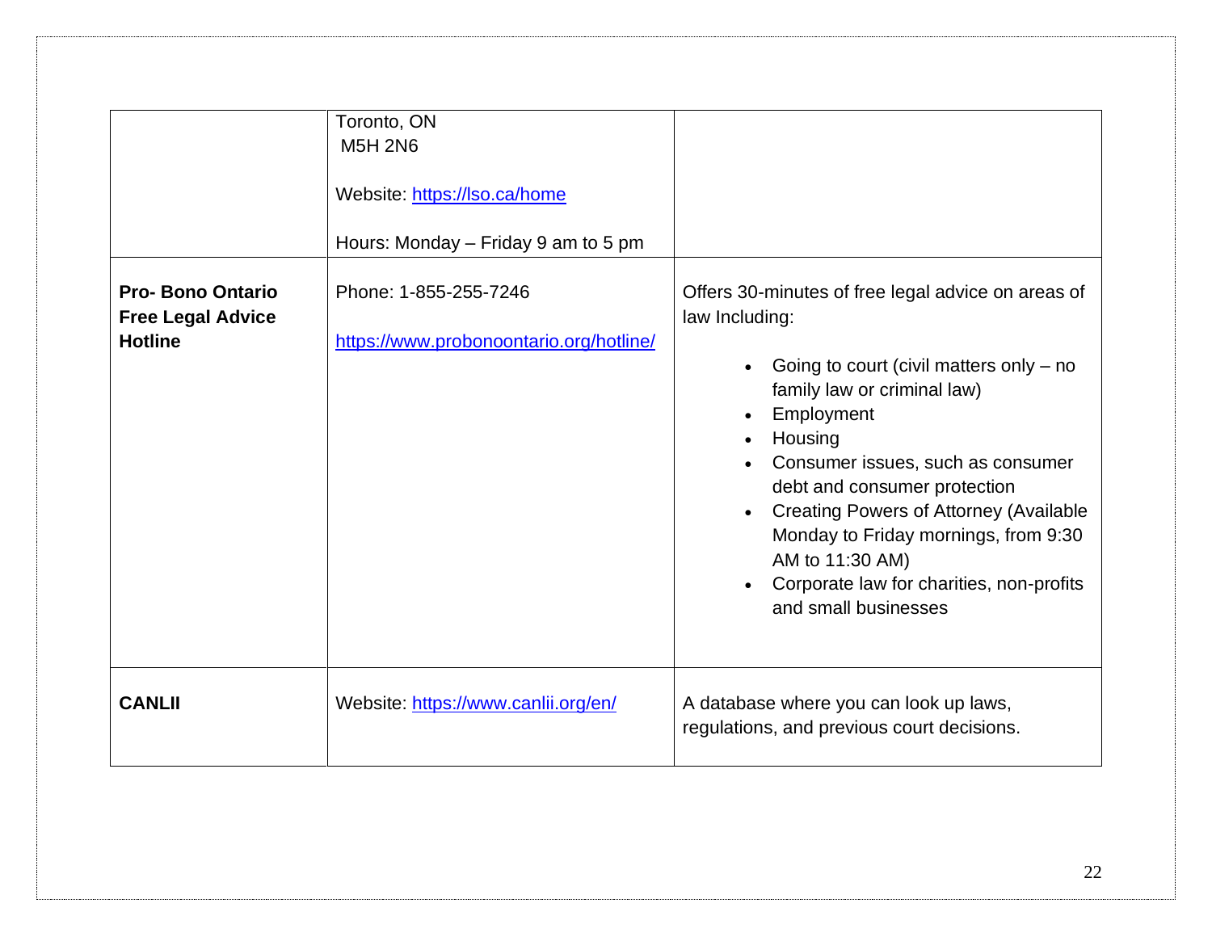| | | |
|---|---|---|
| | Toronto, ON<br>M5H 2N6<br><br>Website: https://lso.ca/home<br><br>Hours: Monday – Friday 9 am to 5 pm | |
| **Pro- Bono Ontario Free Legal Advice Hotline** | Phone: 1-855-255-7246<br><br>https://www.probonoontario.org/hotline/ | Offers 30-minutes of free legal advice on areas of law Including:<br><br>• Going to court (civil matters only – no family law or criminal law)<br>• Employment<br>• Housing<br>• Consumer issues, such as consumer debt and consumer protection<br>• Creating Powers of Attorney (Available Monday to Friday mornings, from 9:30 AM to 11:30 AM)<br>• Corporate law for charities, non-profits and small businesses |
| **CANLII** | Website: https://www.canlii.org/en/ | A database where you can look up laws, regulations, and previous court decisions. |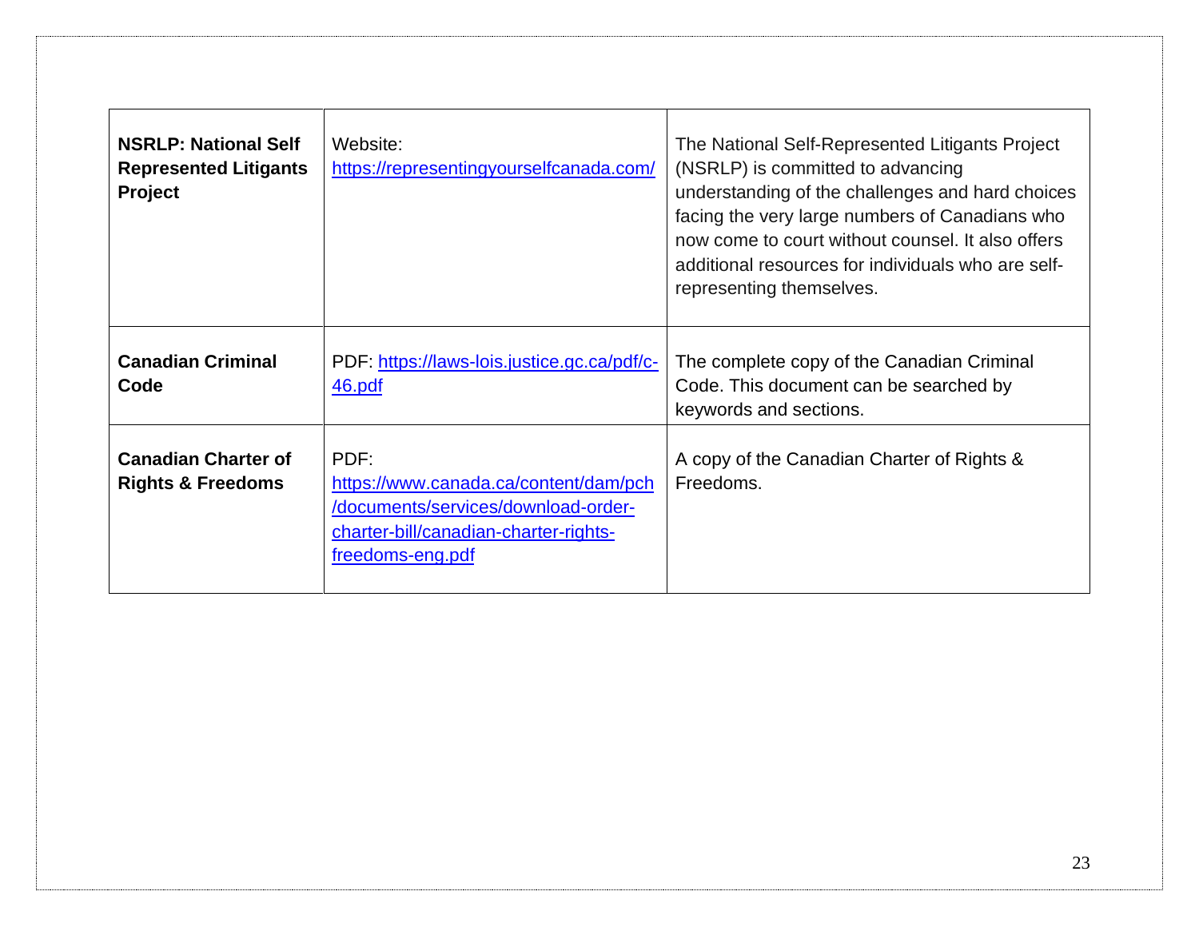| | | |
|---|---|---|
| **NSRLP: National Self Represented Litigants Project** | Website: https://representingyourselfcanada.com/ | The National Self-Represented Litigants Project (NSRLP) is committed to advancing understanding of the challenges and hard choices facing the very large numbers of Canadians who now come to court without counsel. It also offers additional resources for individuals who are self-representing themselves. |
| **Canadian Criminal Code** | PDF: https://laws-lois.justice.gc.ca/pdf/c-46.pdf | The complete copy of the Canadian Criminal Code. This document can be searched by keywords and sections. |
| **Canadian Charter of Rights & Freedoms** | PDF: https://www.canada.ca/content/dam/pch/documents/services/download-order-charter-bill/canadian-charter-rights-freedoms-eng.pdf | A copy of the Canadian Charter of Rights & Freedoms. |